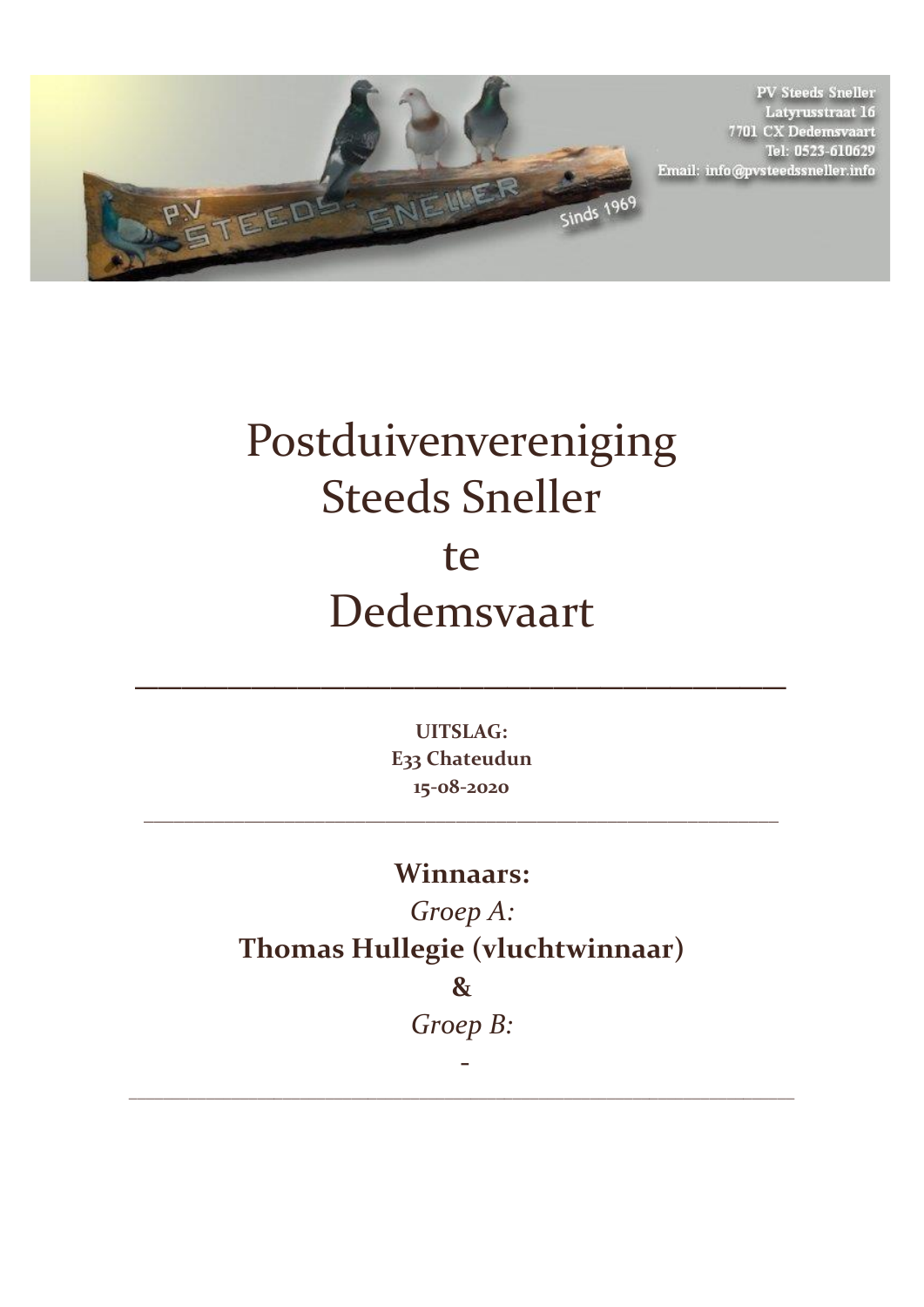PV Steeds Sneller
Latyrusstraat 16
7701 CX Dedemsvaart
Tel: 0523-610629
Email: info@pvsteedssneller.info

# Postduivenvereniging Steeds Sneller te Dedemsvaart

---

**UITSLAG:**
**E33 Chateudun**
**15-08-2020**

---

## Winnaars:

*Groep A:*

**Thomas Hullegie (vluchtwinnaar)**

**&**

*Groep B:*

-

---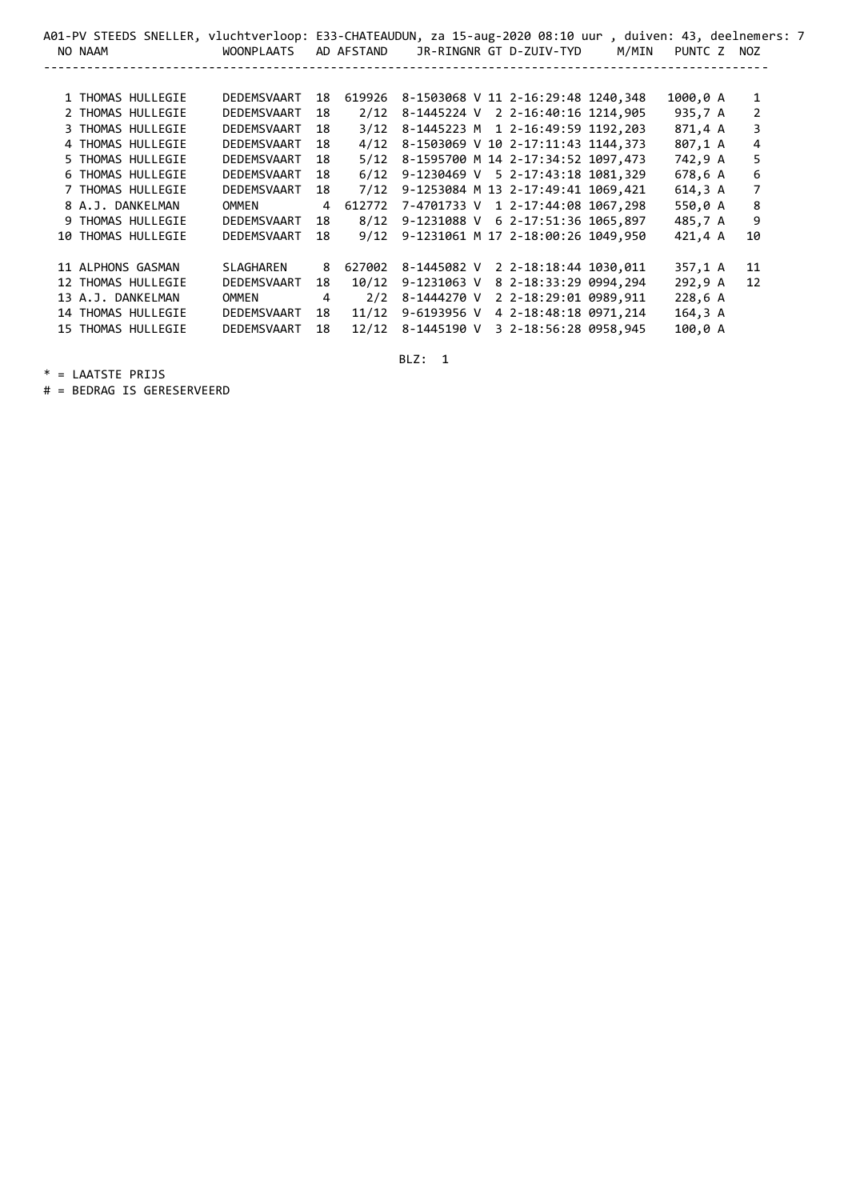A01-PV STEEDS SNELLER, vluchtverloop: E33-CHATEAUDUN, za 15-aug-2020 08:10 uur , duiven: 43, deelnemers: 7

| NO | NAAM | WOONPLAATS | AD | AFSTAND | JR-RINGNR | GT | D-ZUIV-TYD | M/MIN | PUNTC | Z | NOZ |
|---|---|---|---|---|---|---|---|---|---|---|---|
| 1 | THOMAS HULLEGIE | DEDEMSVAART | 18 | 619926 | 8-1503068 V | 11 | 2-16:29:48 | 1240,348 | 1000,0 | A | 1 |
| 2 | THOMAS HULLEGIE | DEDEMSVAART | 18 | 2/12 | 8-1445224 V | 2 | 2-16:40:16 | 1214,905 | 935,7 | A | 2 |
| 3 | THOMAS HULLEGIE | DEDEMSVAART | 18 | 3/12 | 8-1445223 M | 1 | 2-16:49:59 | 1192,203 | 871,4 | A | 3 |
| 4 | THOMAS HULLEGIE | DEDEMSVAART | 18 | 4/12 | 8-1503069 V | 10 | 2-17:11:43 | 1144,373 | 807,1 | A | 4 |
| 5 | THOMAS HULLEGIE | DEDEMSVAART | 18 | 5/12 | 8-1595700 M | 14 | 2-17:34:52 | 1097,473 | 742,9 | A | 5 |
| 6 | THOMAS HULLEGIE | DEDEMSVAART | 18 | 6/12 | 9-1230469 V | 5 | 2-17:43:18 | 1081,329 | 678,6 | A | 6 |
| 7 | THOMAS HULLEGIE | DEDEMSVAART | 18 | 7/12 | 9-1253084 M | 13 | 2-17:49:41 | 1069,421 | 614,3 | A | 7 |
| 8 | A.J. DANKELMAN | OMMEN | 4 | 612772 | 7-4701733 V | 1 | 2-17:44:08 | 1067,298 | 550,0 | A | 8 |
| 9 | THOMAS HULLEGIE | DEDEMSVAART | 18 | 8/12 | 9-1231088 V | 6 | 2-17:51:36 | 1065,897 | 485,7 | A | 9 |
| 10 | THOMAS HULLEGIE | DEDEMSVAART | 18 | 9/12 | 9-1231061 M | 17 | 2-18:00:26 | 1049,950 | 421,4 | A | 10 |
| 11 | ALPHONS GASMAN | SLAGHAREN | 8 | 627002 | 8-1445082 V | 2 | 2-18:18:44 | 1030,011 | 357,1 | A | 11 |
| 12 | THOMAS HULLEGIE | DEDEMSVAART | 18 | 10/12 | 9-1231063 V | 8 | 2-18:33:29 | 0994,294 | 292,9 | A | 12 |
| 13 | A.J. DANKELMAN | OMMEN | 4 | 2/2 | 8-1444270 V | 2 | 2-18:29:01 | 0989,911 | 228,6 | A | |
| 14 | THOMAS HULLEGIE | DEDEMSVAART | 18 | 11/12 | 9-6193956 V | 4 | 2-18:48:18 | 0971,214 | 164,3 | A | |
| 15 | THOMAS HULLEGIE | DEDEMSVAART | 18 | 12/12 | 8-1445190 V | 3 | 2-18:56:28 | 0958,945 | 100,0 | A | |

BLZ: 1

* = LAATSTE PRIJS
# = BEDRAG IS GERESERVEERD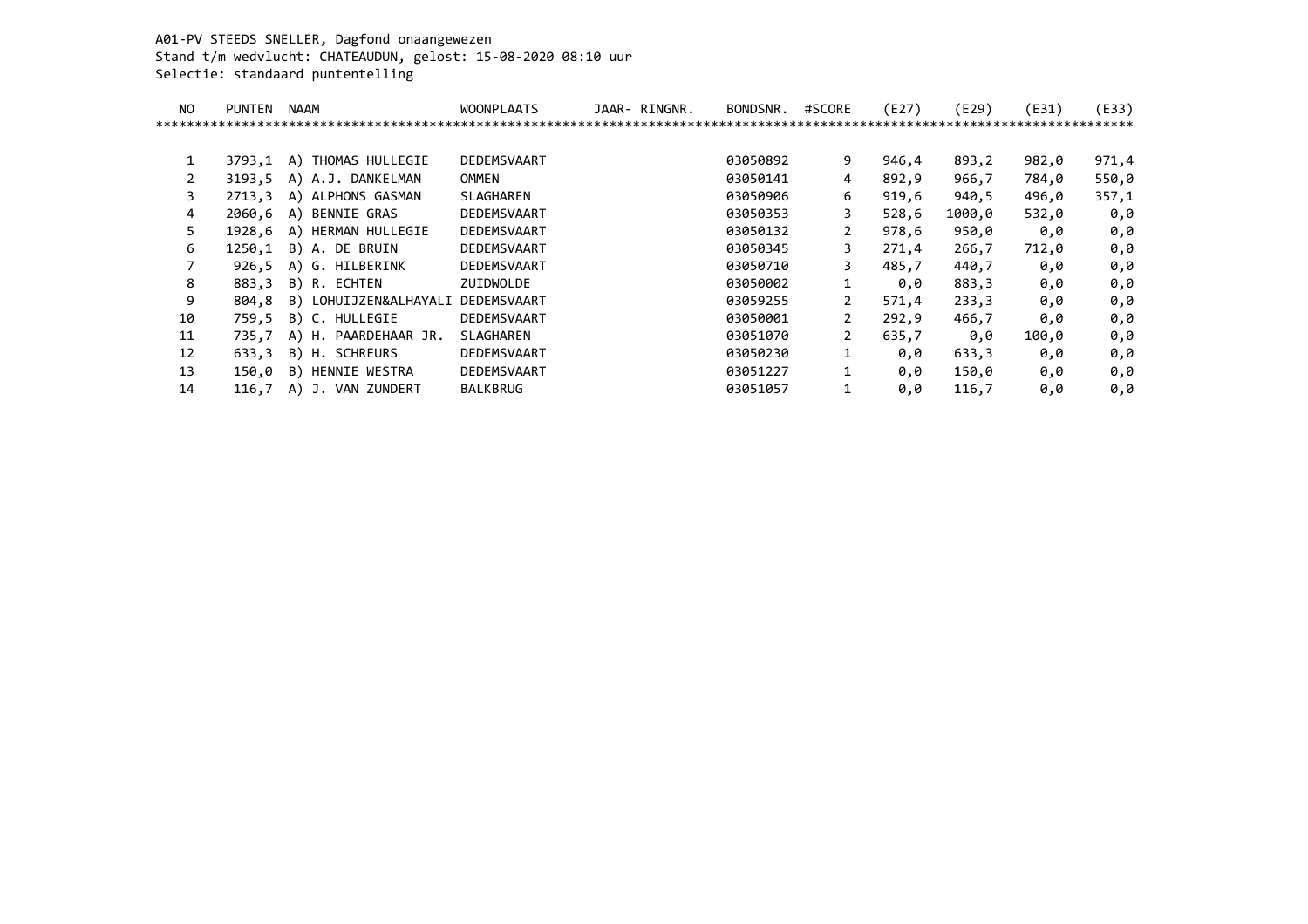A01-PV STEEDS SNELLER, Dagfond onaangewezen
Stand t/m wedvlucht: CHATEAUDUN, gelost: 15-08-2020 08:10 uur
Selectie: standaard puntentelling

| NO | PUNTEN | NAAM | WOONPLAATS | JAAR- RINGNR. | BONDSNR. | #SCORE | (E27) | (E29) | (E31) | (E33) |
|---|---|---|---|---|---|---|---|---|---|---|
| 1 | 3793,1 | A) THOMAS HULLEGIE | DEDEMSVAART | | 03050892 | 9 | 946,4 | 893,2 | 982,0 | 971,4 |
| 2 | 3193,5 | A) A.J. DANKELMAN | OMMEN | | 03050141 | 4 | 892,9 | 966,7 | 784,0 | 550,0 |
| 3 | 2713,3 | A) ALPHONS GASMAN | SLAGHAREN | | 03050906 | 6 | 919,6 | 940,5 | 496,0 | 357,1 |
| 4 | 2060,6 | A) BENNIE GRAS | DEDEMSVAART | | 03050353 | 3 | 528,6 | 1000,0 | 532,0 | 0,0 |
| 5 | 1928,6 | A) HERMAN HULLEGIE | DEDEMSVAART | | 03050132 | 2 | 978,6 | 950,0 | 0,0 | 0,0 |
| 6 | 1250,1 | B) A. DE BRUIN | DEDEMSVAART | | 03050345 | 3 | 271,4 | 266,7 | 712,0 | 0,0 |
| 7 | 926,5 | A) G. HILBERINK | DEDEMSVAART | | 03050710 | 3 | 485,7 | 440,7 | 0,0 | 0,0 |
| 8 | 883,3 | B) R. ECHTEN | ZUIDWOLDE | | 03050002 | 1 | 0,0 | 883,3 | 0,0 | 0,0 |
| 9 | 804,8 | B) LOHUIJZEN&ALHAYALI | DEDEMSVAART | | 03059255 | 2 | 571,4 | 233,3 | 0,0 | 0,0 |
| 10 | 759,5 | B) C. HULLEGIE | DEDEMSVAART | | 03050001 | 2 | 292,9 | 466,7 | 0,0 | 0,0 |
| 11 | 735,7 | A) H. PAARDEHAAR JR. | SLAGHAREN | | 03051070 | 2 | 635,7 | 0,0 | 100,0 | 0,0 |
| 12 | 633,3 | B) H. SCHREURS | DEDEMSVAART | | 03050230 | 1 | 0,0 | 633,3 | 0,0 | 0,0 |
| 13 | 150,0 | B) HENNIE WESTRA | DEDEMSVAART | | 03051227 | 1 | 0,0 | 150,0 | 0,0 | 0,0 |
| 14 | 116,7 | A) J. VAN ZUNDERT | BALKBRUG | | 03051057 | 1 | 0,0 | 116,7 | 0,0 | 0,0 |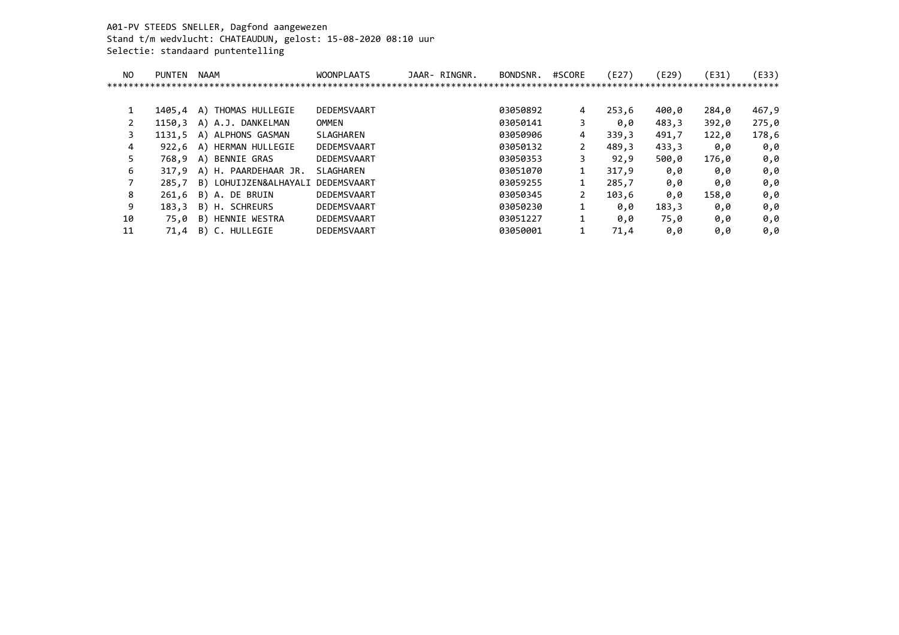A01-PV STEEDS SNELLER, Dagfond aangewezen
Stand t/m wedvlucht: CHATEAUDUN, gelost: 15-08-2020 08:10 uur
Selectie: standaard puntentelling

| NO | PUNTEN | NAAM | WOONPLAATS | JAAR- RINGNR. | BONDSNR. | #SCORE | (E27) | (E29) | (E31) | (E33) |
|---|---|---|---|---|---|---|---|---|---|---|
| 1 | 1405,4 | A) THOMAS HULLEGIE | DEDEMSVAART | | 03050892 | 4 | 253,6 | 400,0 | 284,0 | 467,9 |
| 2 | 1150,3 | A) A.J. DANKELMAN | OMMEN | | 03050141 | 3 | 0,0 | 483,3 | 392,0 | 275,0 |
| 3 | 1131,5 | A) ALPHONS GASMAN | SLAGHAREN | | 03050906 | 4 | 339,3 | 491,7 | 122,0 | 178,6 |
| 4 | 922,6 | A) HERMAN HULLEGIE | DEDEMSVAART | | 03050132 | 2 | 489,3 | 433,3 | 0,0 | 0,0 |
| 5 | 768,9 | A) BENNIE GRAS | DEDEMSVAART | | 03050353 | 3 | 92,9 | 500,0 | 176,0 | 0,0 |
| 6 | 317,9 | A) H. PAARDEHAAR JR. | SLAGHAREN | | 03051070 | 1 | 317,9 | 0,0 | 0,0 | 0,0 |
| 7 | 285,7 | B) LOHUIJZEN&ALHAYALI | DEDEMSVAART | | 03059255 | 1 | 285,7 | 0,0 | 0,0 | 0,0 |
| 8 | 261,6 | B) A. DE BRUIN | DEDEMSVAART | | 03050345 | 2 | 103,6 | 0,0 | 158,0 | 0,0 |
| 9 | 183,3 | B) H. SCHREURS | DEDEMSVAART | | 03050230 | 1 | 0,0 | 183,3 | 0,0 | 0,0 |
| 10 | 75,0 | B) HENNIE WESTRA | DEDEMSVAART | | 03051227 | 1 | 0,0 | 75,0 | 0,0 | 0,0 |
| 11 | 71,4 | B) C. HULLEGIE | DEDEMSVAART | | 03050001 | 1 | 71,4 | 0,0 | 0,0 | 0,0 |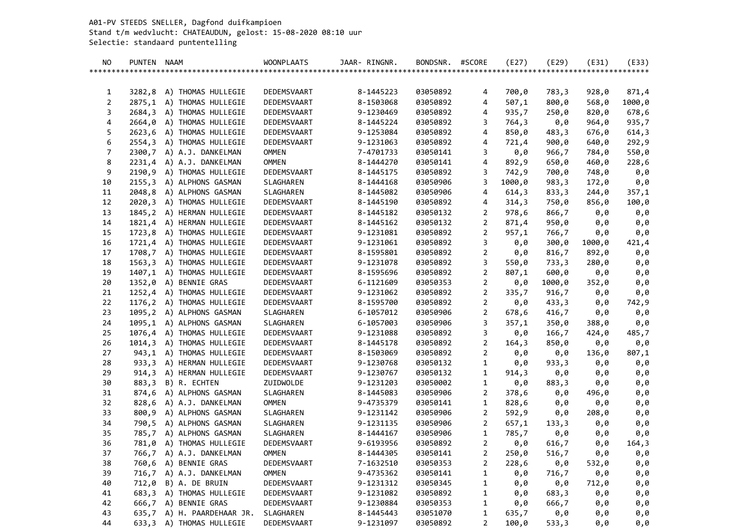A01-PV STEEDS SNELLER, Dagfond duifkampioen
Stand t/m wedvlucht: CHATEAUDUN, gelost: 15-08-2020 08:10 uur
Selectie: standaard puntentelling

| NO | PUNTEN | NAAM | WOONPLAATS | JAAR- RINGNR. | BONDSNR. | #SCORE | (E27) | (E29) | (E31) | (E33) |
|---|---|---|---|---|---|---|---|---|---|---|
| 1 | 3282,8 | A) THOMAS HULLEGIE | DEDEMSVAART | 8-1445223 | 03050892 | 4 | 700,0 | 783,3 | 928,0 | 871,4 |
| 2 | 2875,1 | A) THOMAS HULLEGIE | DEDEMSVAART | 8-1503068 | 03050892 | 4 | 507,1 | 800,0 | 568,0 | 1000,0 |
| 3 | 2684,3 | A) THOMAS HULLEGIE | DEDEMSVAART | 9-1230469 | 03050892 | 4 | 935,7 | 250,0 | 820,0 | 678,6 |
| 4 | 2664,0 | A) THOMAS HULLEGIE | DEDEMSVAART | 8-1445224 | 03050892 | 3 | 764,3 | 0,0 | 964,0 | 935,7 |
| 5 | 2623,6 | A) THOMAS HULLEGIE | DEDEMSVAART | 9-1253084 | 03050892 | 4 | 850,0 | 483,3 | 676,0 | 614,3 |
| 6 | 2554,3 | A) THOMAS HULLEGIE | DEDEMSVAART | 9-1231063 | 03050892 | 4 | 721,4 | 900,0 | 640,0 | 292,9 |
| 7 | 2300,7 | A) A.J. DANKELMAN | OMMEN | 7-4701733 | 03050141 | 3 | 0,0 | 966,7 | 784,0 | 550,0 |
| 8 | 2231,4 | A) A.J. DANKELMAN | OMMEN | 8-1444270 | 03050141 | 4 | 892,9 | 650,0 | 460,0 | 228,6 |
| 9 | 2190,9 | A) THOMAS HULLEGIE | DEDEMSVAART | 8-1445175 | 03050892 | 3 | 742,9 | 700,0 | 748,0 | 0,0 |
| 10 | 2155,3 | A) ALPHONS GASMAN | SLAGHAREN | 8-1444168 | 03050906 | 3 | 1000,0 | 983,3 | 172,0 | 0,0 |
| 11 | 2048,8 | A) ALPHONS GASMAN | SLAGHAREN | 8-1445082 | 03050906 | 4 | 614,3 | 833,3 | 244,0 | 357,1 |
| 12 | 2020,3 | A) THOMAS HULLEGIE | DEDEMSVAART | 8-1445190 | 03050892 | 4 | 314,3 | 750,0 | 856,0 | 100,0 |
| 13 | 1845,2 | A) HERMAN HULLEGIE | DEDEMSVAART | 8-1445182 | 03050132 | 2 | 978,6 | 866,7 | 0,0 | 0,0 |
| 14 | 1821,4 | A) HERMAN HULLEGIE | DEDEMSVAART | 8-1445162 | 03050132 | 2 | 871,4 | 950,0 | 0,0 | 0,0 |
| 15 | 1723,8 | A) THOMAS HULLEGIE | DEDEMSVAART | 9-1231081 | 03050892 | 2 | 957,1 | 766,7 | 0,0 | 0,0 |
| 16 | 1721,4 | A) THOMAS HULLEGIE | DEDEMSVAART | 9-1231061 | 03050892 | 3 | 0,0 | 300,0 | 1000,0 | 421,4 |
| 17 | 1708,7 | A) THOMAS HULLEGIE | DEDEMSVAART | 8-1595801 | 03050892 | 2 | 0,0 | 816,7 | 892,0 | 0,0 |
| 18 | 1563,3 | A) THOMAS HULLEGIE | DEDEMSVAART | 9-1231078 | 03050892 | 3 | 550,0 | 733,3 | 280,0 | 0,0 |
| 19 | 1407,1 | A) THOMAS HULLEGIE | DEDEMSVAART | 8-1595696 | 03050892 | 2 | 807,1 | 600,0 | 0,0 | 0,0 |
| 20 | 1352,0 | A) BENNIE GRAS | DEDEMSVAART | 6-1121609 | 03050353 | 2 | 0,0 | 1000,0 | 352,0 | 0,0 |
| 21 | 1252,4 | A) THOMAS HULLEGIE | DEDEMSVAART | 9-1231062 | 03050892 | 2 | 335,7 | 916,7 | 0,0 | 0,0 |
| 22 | 1176,2 | A) THOMAS HULLEGIE | DEDEMSVAART | 8-1595700 | 03050892 | 2 | 0,0 | 433,3 | 0,0 | 742,9 |
| 23 | 1095,2 | A) ALPHONS GASMAN | SLAGHAREN | 6-1057012 | 03050906 | 2 | 678,6 | 416,7 | 0,0 | 0,0 |
| 24 | 1095,1 | A) ALPHONS GASMAN | SLAGHAREN | 6-1057003 | 03050906 | 3 | 357,1 | 350,0 | 388,0 | 0,0 |
| 25 | 1076,4 | A) THOMAS HULLEGIE | DEDEMSVAART | 9-1231088 | 03050892 | 3 | 0,0 | 166,7 | 424,0 | 485,7 |
| 26 | 1014,3 | A) THOMAS HULLEGIE | DEDEMSVAART | 8-1445178 | 03050892 | 2 | 164,3 | 850,0 | 0,0 | 0,0 |
| 27 | 943,1 | A) THOMAS HULLEGIE | DEDEMSVAART | 8-1503069 | 03050892 | 2 | 0,0 | 0,0 | 136,0 | 807,1 |
| 28 | 933,3 | A) HERMAN HULLEGIE | DEDEMSVAART | 9-1230768 | 03050132 | 1 | 0,0 | 933,3 | 0,0 | 0,0 |
| 29 | 914,3 | A) HERMAN HULLEGIE | DEDEMSVAART | 9-1230767 | 03050132 | 1 | 914,3 | 0,0 | 0,0 | 0,0 |
| 30 | 883,3 | B) R. ECHTEN | ZUIDWOLDE | 9-1231203 | 03050002 | 1 | 0,0 | 883,3 | 0,0 | 0,0 |
| 31 | 874,6 | A) ALPHONS GASMAN | SLAGHAREN | 8-1445083 | 03050906 | 2 | 378,6 | 0,0 | 496,0 | 0,0 |
| 32 | 828,6 | A) A.J. DANKELMAN | OMMEN | 9-4735379 | 03050141 | 1 | 828,6 | 0,0 | 0,0 | 0,0 |
| 33 | 800,9 | A) ALPHONS GASMAN | SLAGHAREN | 9-1231142 | 03050906 | 2 | 592,9 | 0,0 | 208,0 | 0,0 |
| 34 | 790,5 | A) ALPHONS GASMAN | SLAGHAREN | 9-1231135 | 03050906 | 2 | 657,1 | 133,3 | 0,0 | 0,0 |
| 35 | 785,7 | A) ALPHONS GASMAN | SLAGHAREN | 8-1444167 | 03050906 | 1 | 785,7 | 0,0 | 0,0 | 0,0 |
| 36 | 781,0 | A) THOMAS HULLEGIE | DEDEMSVAART | 9-6193956 | 03050892 | 2 | 0,0 | 616,7 | 0,0 | 164,3 |
| 37 | 766,7 | A) A.J. DANKELMAN | OMMEN | 8-1444305 | 03050141 | 2 | 250,0 | 516,7 | 0,0 | 0,0 |
| 38 | 760,6 | A) BENNIE GRAS | DEDEMSVAART | 7-1632510 | 03050353 | 2 | 228,6 | 0,0 | 532,0 | 0,0 |
| 39 | 716,7 | A) A.J. DANKELMAN | OMMEN | 9-4735362 | 03050141 | 1 | 0,0 | 716,7 | 0,0 | 0,0 |
| 40 | 712,0 | B) A. DE BRUIN | DEDEMSVAART | 9-1231312 | 03050345 | 1 | 0,0 | 0,0 | 712,0 | 0,0 |
| 41 | 683,3 | A) THOMAS HULLEGIE | DEDEMSVAART | 9-1231082 | 03050892 | 1 | 0,0 | 683,3 | 0,0 | 0,0 |
| 42 | 666,7 | A) BENNIE GRAS | DEDEMSVAART | 9-1230884 | 03050353 | 1 | 0,0 | 666,7 | 0,0 | 0,0 |
| 43 | 635,7 | A) H. PAARDEHAAR JR. | SLAGHAREN | 8-1445443 | 03051070 | 1 | 635,7 | 0,0 | 0,0 | 0,0 |
| 44 | 633,3 | A) THOMAS HULLEGIE | DEDEMSVAART | 9-1231097 | 03050892 | 2 | 100,0 | 533,3 | 0,0 | 0,0 |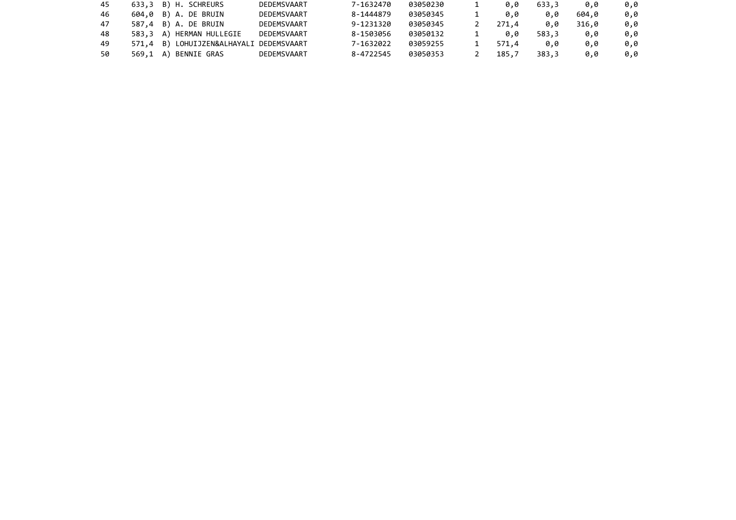| | | | | | | | | | | |
|---|---|---|---|---|---|---|---|---|---|---|
| 45 | 633,3 | B) H. SCHREURS | DEDEMSVAART | 7-1632470 | 03050230 | 1 | 0,0 | 633,3 | 0,0 | 0,0 |
| 46 | 604,0 | B) A. DE BRUIN | DEDEMSVAART | 8-1444879 | 03050345 | 1 | 0,0 | 0,0 | 604,0 | 0,0 |
| 47 | 587,4 | B) A. DE BRUIN | DEDEMSVAART | 9-1231320 | 03050345 | 2 | 271,4 | 0,0 | 316,0 | 0,0 |
| 48 | 583,3 | A) HERMAN HULLEGIE | DEDEMSVAART | 8-1503056 | 03050132 | 1 | 0,0 | 583,3 | 0,0 | 0,0 |
| 49 | 571,4 | B) LOHUIJZEN&ALHAYALI | DEDEMSVAART | 7-1632022 | 03059255 | 1 | 571,4 | 0,0 | 0,0 | 0,0 |
| 50 | 569,1 | A) BENNIE GRAS | DEDEMSVAART | 8-4722545 | 03050353 | 2 | 185,7 | 383,3 | 0,0 | 0,0 |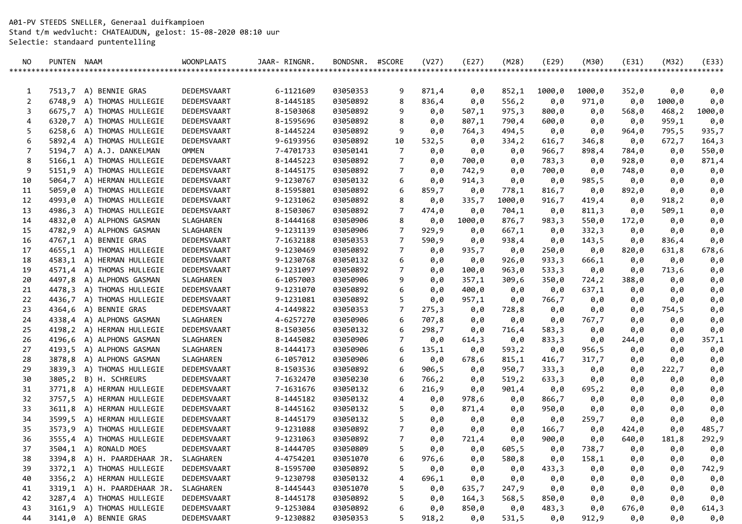A01-PV STEEDS SNELLER, Generaal duifkampioen
Stand t/m wedvlucht: CHATEAUDUN, gelost: 15-08-2020 08:10 uur
Selectie: standaard puntentelling

| NO | PUNTEN | NAAM | WOONPLAATS | JAAR- RINGNR. | BONDSNR. | #SCORE | (V27) | (E27) | (M28) | (E29) | (M30) | (E31) | (M32) | (E33) |
|---|---|---|---|---|---|---|---|---|---|---|---|---|---|---|
| 1 | 7513,7 | A) BENNIE GRAS | DEDEMSVAART | 6-1121609 | 03050353 | 9 | 871,4 | 0,0 | 852,1 | 1000,0 | 1000,0 | 352,0 | 0,0 | 0,0 |
| 2 | 6748,9 | A) THOMAS HULLEGIE | DEDEMSVAART | 8-1445185 | 03050892 | 8 | 836,4 | 0,0 | 556,2 | 0,0 | 971,0 | 0,0 | 1000,0 | 0,0 |
| 3 | 6675,7 | A) THOMAS HULLEGIE | DEDEMSVAART | 8-1503068 | 03050892 | 9 | 0,0 | 507,1 | 975,3 | 800,0 | 0,0 | 568,0 | 468,2 | 1000,0 |
| 4 | 6320,7 | A) THOMAS HULLEGIE | DEDEMSVAART | 8-1595696 | 03050892 | 8 | 0,0 | 807,1 | 790,4 | 600,0 | 0,0 | 0,0 | 959,1 | 0,0 |
| 5 | 6258,6 | A) THOMAS HULLEGIE | DEDEMSVAART | 8-1445224 | 03050892 | 9 | 0,0 | 764,3 | 494,5 | 0,0 | 0,0 | 964,0 | 795,5 | 935,7 |
| 6 | 5892,4 | A) THOMAS HULLEGIE | DEDEMSVAART | 9-6193956 | 03050892 | 10 | 532,5 | 0,0 | 334,2 | 616,7 | 346,8 | 0,0 | 672,7 | 164,3 |
| 7 | 5194,7 | A) A.J. DANKELMAN | OMMEN | 7-4701733 | 03050141 | 7 | 0,0 | 0,0 | 0,0 | 966,7 | 898,4 | 784,0 | 0,0 | 550,0 |
| 8 | 5166,1 | A) THOMAS HULLEGIE | DEDEMSVAART | 8-1445223 | 03050892 | 7 | 0,0 | 700,0 | 0,0 | 783,3 | 0,0 | 928,0 | 0,0 | 871,4 |
| 9 | 5151,9 | A) THOMAS HULLEGIE | DEDEMSVAART | 8-1445175 | 03050892 | 7 | 0,0 | 742,9 | 0,0 | 700,0 | 0,0 | 748,0 | 0,0 | 0,0 |
| 10 | 5064,7 | A) HERMAN HULLEGIE | DEDEMSVAART | 9-1230767 | 03050132 | 6 | 0,0 | 914,3 | 0,0 | 0,0 | 985,5 | 0,0 | 0,0 | 0,0 |
| 11 | 5059,0 | A) THOMAS HULLEGIE | DEDEMSVAART | 8-1595801 | 03050892 | 6 | 859,7 | 0,0 | 778,1 | 816,7 | 0,0 | 892,0 | 0,0 | 0,0 |
| 12 | 4993,0 | A) THOMAS HULLEGIE | DEDEMSVAART | 9-1231062 | 03050892 | 8 | 0,0 | 335,7 | 1000,0 | 916,7 | 419,4 | 0,0 | 918,2 | 0,0 |
| 13 | 4986,3 | A) THOMAS HULLEGIE | DEDEMSVAART | 8-1503067 | 03050892 | 7 | 474,0 | 0,0 | 704,1 | 0,0 | 811,3 | 0,0 | 509,1 | 0,0 |
| 14 | 4832,0 | A) ALPHONS GASMAN | SLAGHAREN | 8-1444168 | 03050906 | 8 | 0,0 | 1000,0 | 876,7 | 983,3 | 550,0 | 172,0 | 0,0 | 0,0 |
| 15 | 4782,9 | A) ALPHONS GASMAN | SLAGHAREN | 9-1231139 | 03050906 | 7 | 929,9 | 0,0 | 667,1 | 0,0 | 332,3 | 0,0 | 0,0 | 0,0 |
| 16 | 4767,1 | A) BENNIE GRAS | DEDEMSVAART | 7-1632188 | 03050353 | 7 | 590,9 | 0,0 | 938,4 | 0,0 | 143,5 | 0,0 | 836,4 | 0,0 |
| 17 | 4655,1 | A) THOMAS HULLEGIE | DEDEMSVAART | 9-1230469 | 03050892 | 7 | 0,0 | 935,7 | 0,0 | 250,0 | 0,0 | 820,0 | 631,8 | 678,6 |
| 18 | 4583,1 | A) HERMAN HULLEGIE | DEDEMSVAART | 9-1230768 | 03050132 | 6 | 0,0 | 0,0 | 926,0 | 933,3 | 666,1 | 0,0 | 0,0 | 0,0 |
| 19 | 4571,4 | A) THOMAS HULLEGIE | DEDEMSVAART | 9-1231097 | 03050892 | 7 | 0,0 | 100,0 | 963,0 | 533,3 | 0,0 | 0,0 | 713,6 | 0,0 |
| 20 | 4497,8 | A) ALPHONS GASMAN | SLAGHAREN | 6-1057003 | 03050906 | 9 | 0,0 | 357,1 | 309,6 | 350,0 | 724,2 | 388,0 | 0,0 | 0,0 |
| 21 | 4478,3 | A) THOMAS HULLEGIE | DEDEMSVAART | 9-1231070 | 03050892 | 6 | 0,0 | 400,0 | 0,0 | 0,0 | 637,1 | 0,0 | 0,0 | 0,0 |
| 22 | 4436,7 | A) THOMAS HULLEGIE | DEDEMSVAART | 9-1231081 | 03050892 | 5 | 0,0 | 957,1 | 0,0 | 766,7 | 0,0 | 0,0 | 0,0 | 0,0 |
| 23 | 4364,6 | A) BENNIE GRAS | DEDEMSVAART | 4-1449822 | 03050353 | 7 | 275,3 | 0,0 | 728,8 | 0,0 | 0,0 | 0,0 | 754,5 | 0,0 |
| 24 | 4338,4 | A) ALPHONS GASMAN | SLAGHAREN | 4-6257270 | 03050906 | 6 | 707,8 | 0,0 | 0,0 | 0,0 | 767,7 | 0,0 | 0,0 | 0,0 |
| 25 | 4198,2 | A) HERMAN HULLEGIE | DEDEMSVAART | 8-1503056 | 03050132 | 6 | 298,7 | 0,0 | 716,4 | 583,3 | 0,0 | 0,0 | 0,0 | 0,0 |
| 26 | 4196,6 | A) ALPHONS GASMAN | SLAGHAREN | 8-1445082 | 03050906 | 7 | 0,0 | 614,3 | 0,0 | 833,3 | 0,0 | 244,0 | 0,0 | 357,1 |
| 27 | 4193,5 | A) ALPHONS GASMAN | SLAGHAREN | 8-1444173 | 03050906 | 6 | 135,1 | 0,0 | 593,2 | 0,0 | 956,5 | 0,0 | 0,0 | 0,0 |
| 28 | 3878,8 | A) ALPHONS GASMAN | SLAGHAREN | 6-1057012 | 03050906 | 6 | 0,0 | 678,6 | 815,1 | 416,7 | 317,7 | 0,0 | 0,0 | 0,0 |
| 29 | 3839,3 | A) THOMAS HULLEGIE | DEDEMSVAART | 8-1503536 | 03050892 | 6 | 906,5 | 0,0 | 950,7 | 333,3 | 0,0 | 0,0 | 222,7 | 0,0 |
| 30 | 3805,2 | B) H. SCHREURS | DEDEMSVAART | 7-1632470 | 03050230 | 6 | 766,2 | 0,0 | 519,2 | 633,3 | 0,0 | 0,0 | 0,0 | 0,0 |
| 31 | 3771,8 | A) HERMAN HULLEGIE | DEDEMSVAART | 7-1631676 | 03050132 | 6 | 216,9 | 0,0 | 901,4 | 0,0 | 695,2 | 0,0 | 0,0 | 0,0 |
| 32 | 3757,5 | A) HERMAN HULLEGIE | DEDEMSVAART | 8-1445182 | 03050132 | 4 | 0,0 | 978,6 | 0,0 | 866,7 | 0,0 | 0,0 | 0,0 | 0,0 |
| 33 | 3611,8 | A) HERMAN HULLEGIE | DEDEMSVAART | 8-1445162 | 03050132 | 5 | 0,0 | 871,4 | 0,0 | 950,0 | 0,0 | 0,0 | 0,0 | 0,0 |
| 34 | 3599,5 | A) HERMAN HULLEGIE | DEDEMSVAART | 8-1445179 | 03050132 | 5 | 0,0 | 0,0 | 0,0 | 0,0 | 259,7 | 0,0 | 0,0 | 0,0 |
| 35 | 3573,9 | A) THOMAS HULLEGIE | DEDEMSVAART | 9-1231088 | 03050892 | 7 | 0,0 | 0,0 | 0,0 | 166,7 | 0,0 | 424,0 | 0,0 | 485,7 |
| 36 | 3555,4 | A) THOMAS HULLEGIE | DEDEMSVAART | 9-1231063 | 03050892 | 7 | 0,0 | 721,4 | 0,0 | 900,0 | 0,0 | 640,0 | 181,8 | 292,9 |
| 37 | 3504,1 | A) RONALD MOES | DEDEMSVAART | 8-1444705 | 03050809 | 5 | 0,0 | 0,0 | 605,5 | 0,0 | 738,7 | 0,0 | 0,0 | 0,0 |
| 38 | 3394,8 | A) H. PAARDEHAAR JR. | SLAGHAREN | 4-4754201 | 03051070 | 6 | 976,6 | 0,0 | 580,8 | 0,0 | 158,1 | 0,0 | 0,0 | 0,0 |
| 39 | 3372,1 | A) THOMAS HULLEGIE | DEDEMSVAART | 8-1595700 | 03050892 | 5 | 0,0 | 0,0 | 0,0 | 433,3 | 0,0 | 0,0 | 0,0 | 742,9 |
| 40 | 3356,2 | A) HERMAN HULLEGIE | DEDEMSVAART | 9-1230798 | 03050132 | 4 | 696,1 | 0,0 | 0,0 | 0,0 | 0,0 | 0,0 | 0,0 | 0,0 |
| 41 | 3319,1 | A) H. PAARDEHAAR JR. | SLAGHAREN | 8-1445443 | 03051070 | 5 | 0,0 | 635,7 | 247,9 | 0,0 | 0,0 | 0,0 | 0,0 | 0,0 |
| 42 | 3287,4 | A) THOMAS HULLEGIE | DEDEMSVAART | 8-1445178 | 03050892 | 5 | 0,0 | 164,3 | 568,5 | 850,0 | 0,0 | 0,0 | 0,0 | 0,0 |
| 43 | 3161,9 | A) THOMAS HULLEGIE | DEDEMSVAART | 9-1253084 | 03050892 | 6 | 0,0 | 850,0 | 0,0 | 483,3 | 0,0 | 676,0 | 0,0 | 614,3 |
| 44 | 3141,0 | A) BENNIE GRAS | DEDEMSVAART | 9-1230882 | 03050353 | 5 | 918,2 | 0,0 | 531,5 | 0,0 | 912,9 | 0,0 | 0,0 | 0,0 |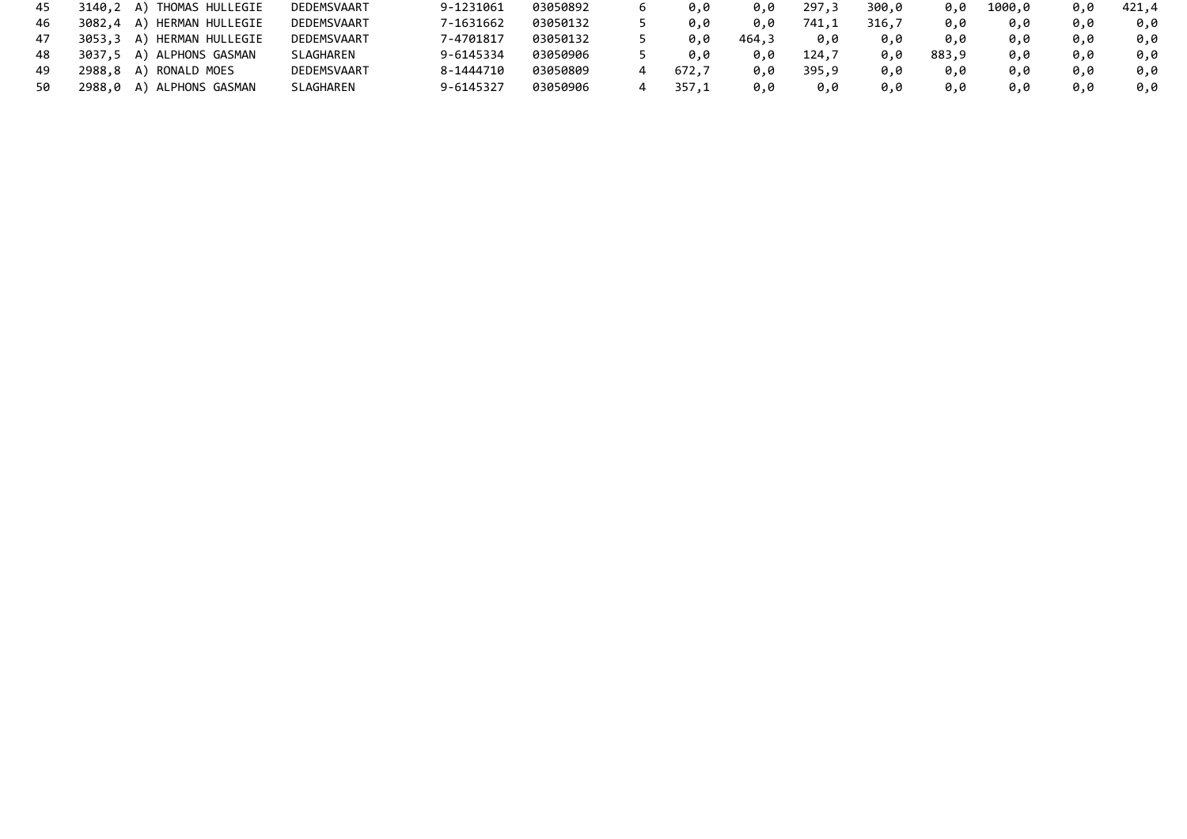| | | | | | | | | | | | | | | | |
|---|---|---|---|---|---|---|---|---|---|---|---|---|---|---|---|
| 45 | 3140,2 | A) THOMAS HULLEGIE | DEDEMSVAART | 9-1231061 | 03050892 | 6 | 0,0 | 0,0 | 297,3 | 300,0 | 0,0 | 1000,0 | 0,0 | 421,4 |
| 46 | 3082,4 | A) HERMAN HULLEGIE | DEDEMSVAART | 7-1631662 | 03050132 | 5 | 0,0 | 0,0 | 741,1 | 316,7 | 0,0 | 0,0 | 0,0 | 0,0 |
| 47 | 3053,3 | A) HERMAN HULLEGIE | DEDEMSVAART | 7-4701817 | 03050132 | 5 | 0,0 | 464,3 | 0,0 | 0,0 | 0,0 | 0,0 | 0,0 | 0,0 |
| 48 | 3037,5 | A) ALPHONS GASMAN | SLAGHAREN | 9-6145334 | 03050906 | 5 | 0,0 | 0,0 | 124,7 | 0,0 | 883,9 | 0,0 | 0,0 | 0,0 |
| 49 | 2988,8 | A) RONALD MOES | DEDEMSVAART | 8-1444710 | 03050809 | 4 | 672,7 | 0,0 | 395,9 | 0,0 | 0,0 | 0,0 | 0,0 | 0,0 |
| 50 | 2988,0 | A) ALPHONS GASMAN | SLAGHAREN | 9-6145327 | 03050906 | 4 | 357,1 | 0,0 | 0,0 | 0,0 | 0,0 | 0,0 | 0,0 | 0,0 |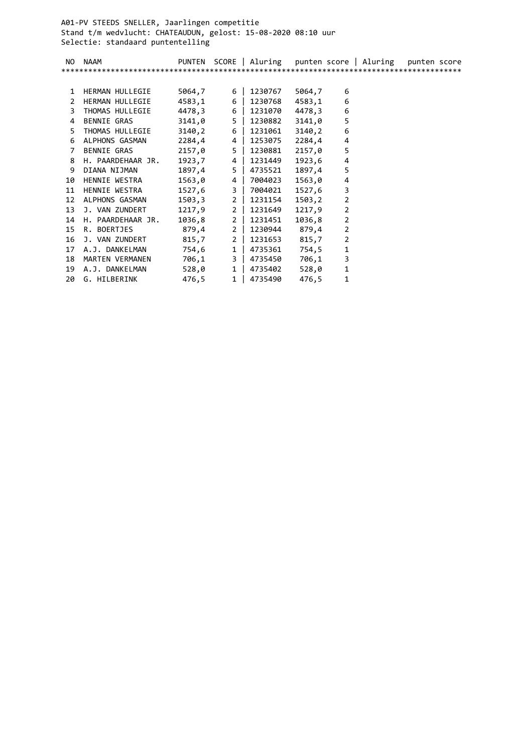A01-PV STEEDS SNELLER, Jaarlingen competitie
Stand t/m wedvlucht: CHATEAUDUN, gelost: 15-08-2020 08:10 uur
Selectie: standaard puntentelling

| NO | NAAM | PUNTEN | SCORE | Aluring | punten | score | Aluring | punten | score |
|---|---|---|---|---|---|---|---|---|---|
| 1 | HERMAN HULLEGIE | 5064,7 | 6 | 1230767 | 5064,7 | 6 | | | |
| 2 | HERMAN HULLEGIE | 4583,1 | 6 | 1230768 | 4583,1 | 6 | | | |
| 3 | THOMAS HULLEGIE | 4478,3 | 6 | 1231070 | 4478,3 | 6 | | | |
| 4 | BENNIE GRAS | 3141,0 | 5 | 1230882 | 3141,0 | 5 | | | |
| 5 | THOMAS HULLEGIE | 3140,2 | 6 | 1231061 | 3140,2 | 6 | | | |
| 6 | ALPHONS GASMAN | 2284,4 | 4 | 1253075 | 2284,4 | 4 | | | |
| 7 | BENNIE GRAS | 2157,0 | 5 | 1230881 | 2157,0 | 5 | | | |
| 8 | H. PAARDEHAAR JR. | 1923,7 | 4 | 1231449 | 1923,6 | 4 | | | |
| 9 | DIANA NIJMAN | 1897,4 | 5 | 4735521 | 1897,4 | 5 | | | |
| 10 | HENNIE WESTRA | 1563,0 | 4 | 7004023 | 1563,0 | 4 | | | |
| 11 | HENNIE WESTRA | 1527,6 | 3 | 7004021 | 1527,6 | 3 | | | |
| 12 | ALPHONS GASMAN | 1503,3 | 2 | 1231154 | 1503,2 | 2 | | | |
| 13 | J. VAN ZUNDERT | 1217,9 | 2 | 1231649 | 1217,9 | 2 | | | |
| 14 | H. PAARDEHAAR JR. | 1036,8 | 2 | 1231451 | 1036,8 | 2 | | | |
| 15 | R. BOERTJES | 879,4 | 2 | 1230944 | 879,4 | 2 | | | |
| 16 | J. VAN ZUNDERT | 815,7 | 2 | 1231653 | 815,7 | 2 | | | |
| 17 | A.J. DANKELMAN | 754,6 | 1 | 4735361 | 754,5 | 1 | | | |
| 18 | MARTEN VERMANEN | 706,1 | 3 | 4735450 | 706,1 | 3 | | | |
| 19 | A.J. DANKELMAN | 528,0 | 1 | 4735402 | 528,0 | 1 | | | |
| 20 | G. HILBERINK | 476,5 | 1 | 4735490 | 476,5 | 1 | | | |